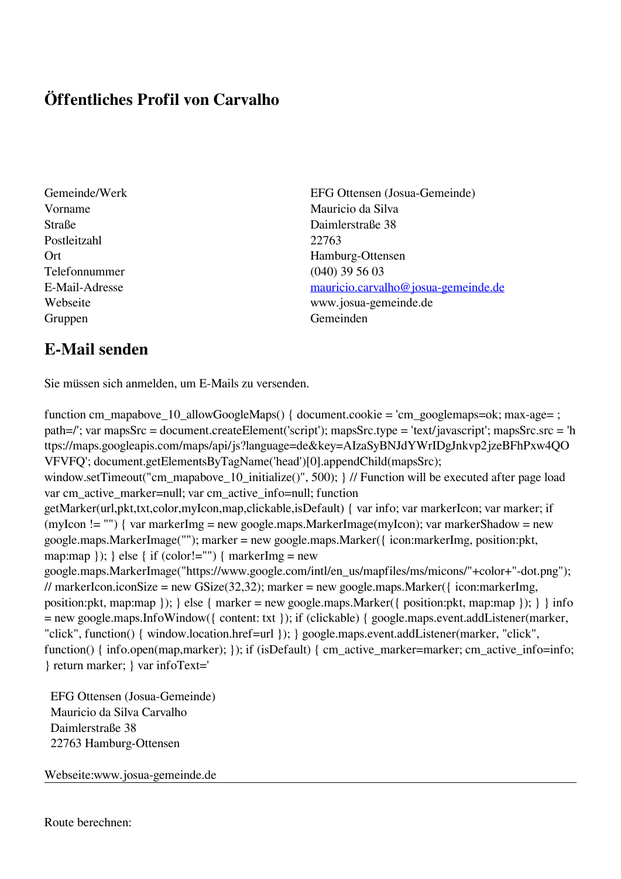# Öffentliches Profil von Carvalho

| | |
|---|---|
| Gemeinde/Werk | EFG Ottensen (Josua-Gemeinde) |
| Vorname | Mauricio da Silva |
| Straße | Daimlerstraße 38 |
| Postleitzahl | 22763 |
| Ort | Hamburg-Ottensen |
| Telefonnummer | (040) 39 56 03 |
| E-Mail-Adresse | mauricio.carvalho@josua-gemeinde.de |
| Webseite | www.josua-gemeinde.de |
| Gruppen | Gemeinden |

## E-Mail senden

Sie müssen sich anmelden, um E-Mails zu versenden.

```
function cm_mapabove_10_allowGoogleMaps() { document.cookie = 'cm_googlemaps=ok; max-age= ; path=/'; var mapsSrc = document.createElement('script'); mapsSrc.type = 'text/javascript'; mapsSrc.src = 'https://maps.googleapis.com/maps/api/js?language=de&key=AIzaSyBNJdYWrIDgJnkvp2jzeBFhPxw4QOVFVFQ'; document.getElementsByTagName('head')[0].appendChild(mapsSrc); window.setTimeout("cm_mapabove_10_initialize()", 500); } // Function will be executed after page load var cm_active_marker=null; var cm_active_info=null; function getMarker(url,pkt,txt,color,myIcon,map,clickable,isDefault) { var info; var markerIcon; var marker; if (myIcon != "") { var markerImg = new google.maps.MarkerImage(myIcon); var markerShadow = new google.maps.MarkerImage(""); marker = new google.maps.Marker({ icon:markerImg, position:pkt, map:map }); } else { if (color!="") { markerImg = new google.maps.MarkerImage("https://www.google.com/intl/en_us/mapfiles/ms/micons/"+color+"-dot.png"); // markerIcon.iconSize = new GSize(32,32); marker = new google.maps.Marker({ icon:markerImg, position:pkt, map:map }); } else { marker = new google.maps.Marker({ position:pkt, map:map }); } } info = new google.maps.InfoWindow({ content: txt }); if (clickable) { google.maps.event.addListener(marker, "click", function() { window.location.href=url }); } google.maps.event.addListener(marker, "click", function() { info.open(map,marker); }); if (isDefault) { cm_active_marker=marker; cm_active_info=info; } return marker; } var infoText='
```

EFG Ottensen (Josua-Gemeinde)
Mauricio da Silva Carvalho
Daimlerstraße 38
22763 Hamburg-Ottensen

Webseite:www.josua-gemeinde.de

---

Route berechnen: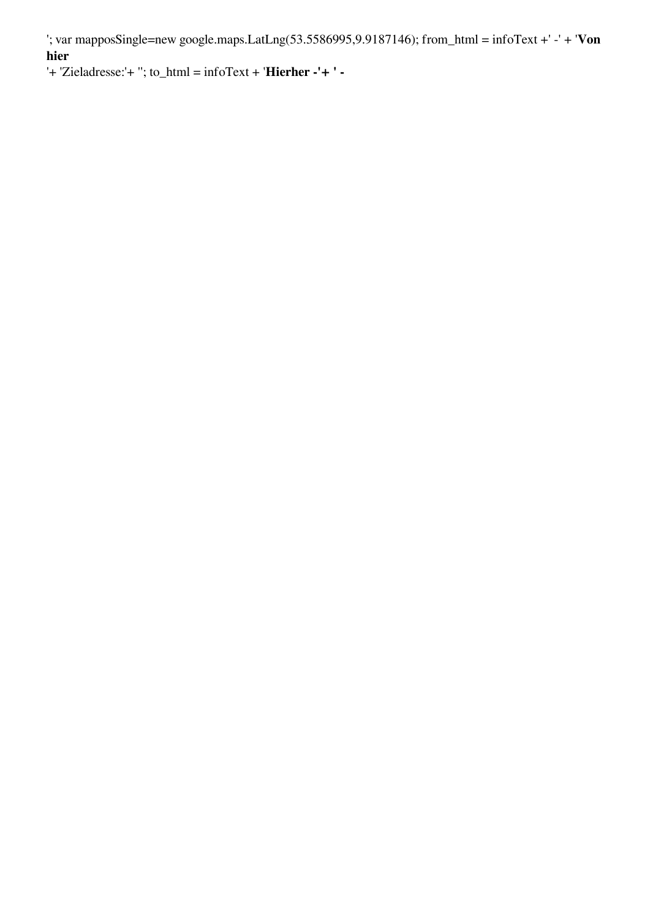'; var mapposSingle=new google.maps.LatLng(53.5586995,9.9187146); from_html = infoText +' -' + '**Von hier**
'+ 'Zieladresse:'+ ''; to_html = infoText + '**Hierher -'+ ' -**